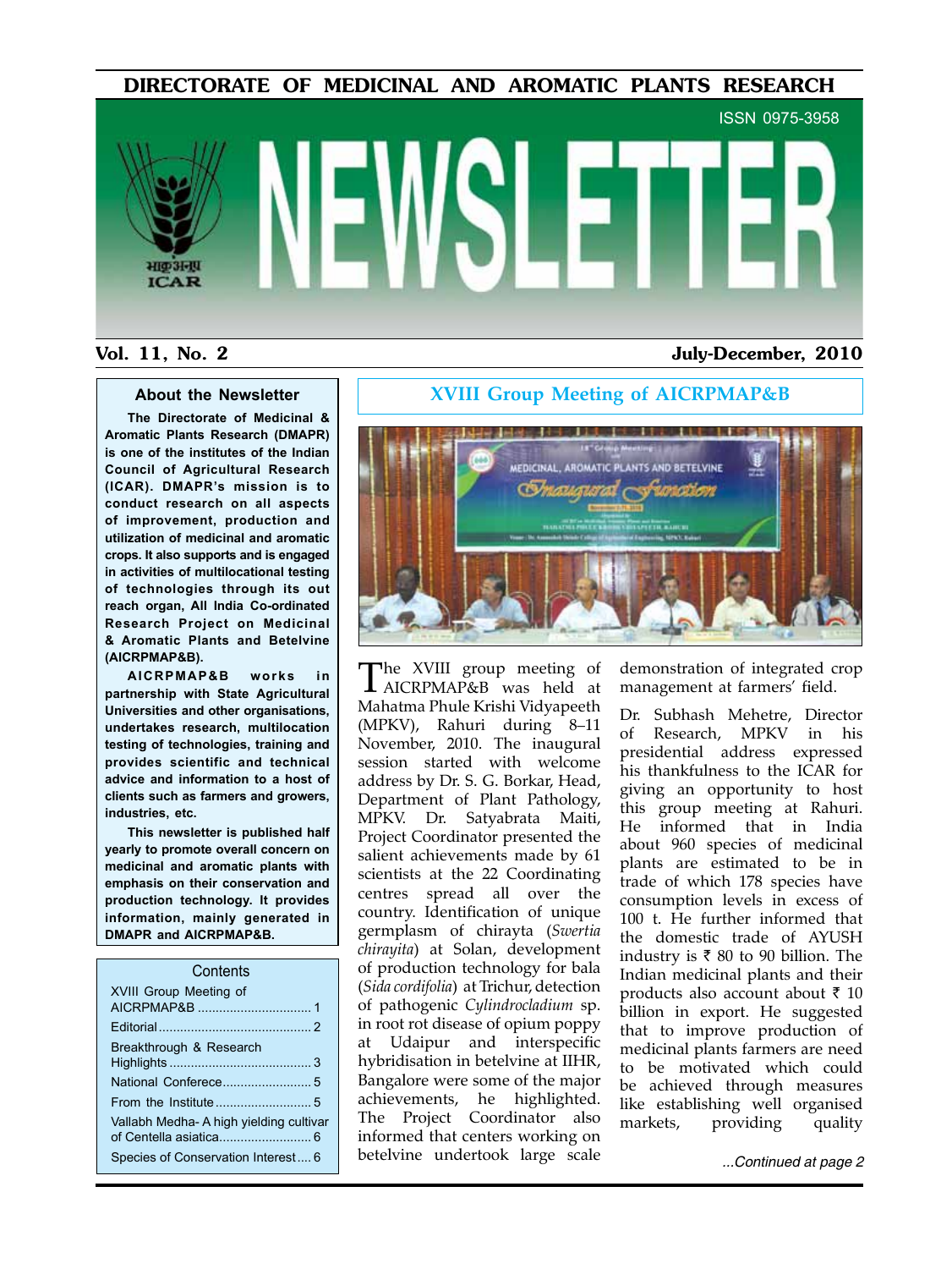# DIRECTORATE OF MEDICINAL AND AROMATIC PLANTS RESEARCH

ISSN 0975-3958

# NEWSLETTER

**Vol. 11, No. 2** **July-December, 2010**

## About the Newsletter

**The Directorate of Medicinal & Aromatic Plants Research (DMAPR) is one of the institutes of the Indian Council of Agricultural Research (ICAR). DMAPR's mission is to conduct research on all aspects of improvement, production and utilization of medicinal and aromatic crops. It also supports and is engaged in activities of multilocational testing of technologies through its out reach organ, All India Co-ordinated Research Project on Medicinal & Aromatic Plants and Betelvine (AICRPMAP&B).**

**AICRPMAP&B works in partnership with State Agricultural Universities and other organisations, undertakes research, multilocation testing of technologies, training and provides scientific and technical advice and information to a host of clients such as farmers and growers, industries, etc.**

**This newsletter is published half yearly to promote overall concern on medicinal and aromatic plants with emphasis on their conservation and production technology. It provides information, mainly generated in DMAPR and AICRPMAP&B.**

### Contents

- XVIII Group Meeting of AICRPMAP&B ............ 1
- Editorial ............ 2
- Breakthrough & Research Highlights ............ 3
- National Conferece ............ 5
- From the Institute ............ 5
- Vallabh Medha- A high yielding cultivar of Centella asiatica ............ 6
- Species of Conservation Interest ............ 6

## XVIII Group Meeting of AICRPMAP&B

The XVIII group meeting of AICRPMAP&B was held at Mahatma Phule Krishi Vidyapeeth (MPKV), Rahuri during 8–11 November, 2010. The inaugural session started with welcome address by Dr. S. G. Borkar, Head, Department of Plant Pathology, MPKV. Dr. Satyabrata Maiti, Project Coordinator presented the salient achievements made by 61 scientists at the 22 Coordinating centres spread all over the country. Identification of unique germplasm of chirayta (*Swertia chirayita*) at Solan, development of production technology for bala (*Sida cordifolia*) at Trichur, detection of pathogenic *Cylindrocladium* sp. in root rot disease of opium poppy at Udaipur and interspecific hybridisation in betelvine at IIHR, Bangalore were some of the major achievements, he highlighted. The Project Coordinator also informed that centers working on betelvine undertook large scale demonstration of integrated crop management at farmers' field.

Dr. Subhash Mehetre, Director of Research, MPKV in his presidential address expressed his thankfulness to the ICAR for giving an opportunity to host this group meeting at Rahuri. He informed that in India about 960 species of medicinal plants are estimated to be in trade of which 178 species have consumption levels in excess of 100 t. He further informed that the domestic trade of AYUSH industry is ₹ 80 to 90 billion. The Indian medicinal plants and their products also account about ₹ 10 billion in export. He suggested that to improve production of medicinal plants farmers are need to be motivated which could be achieved through measures like establishing well organised markets, providing quality

*...Continued at page 2*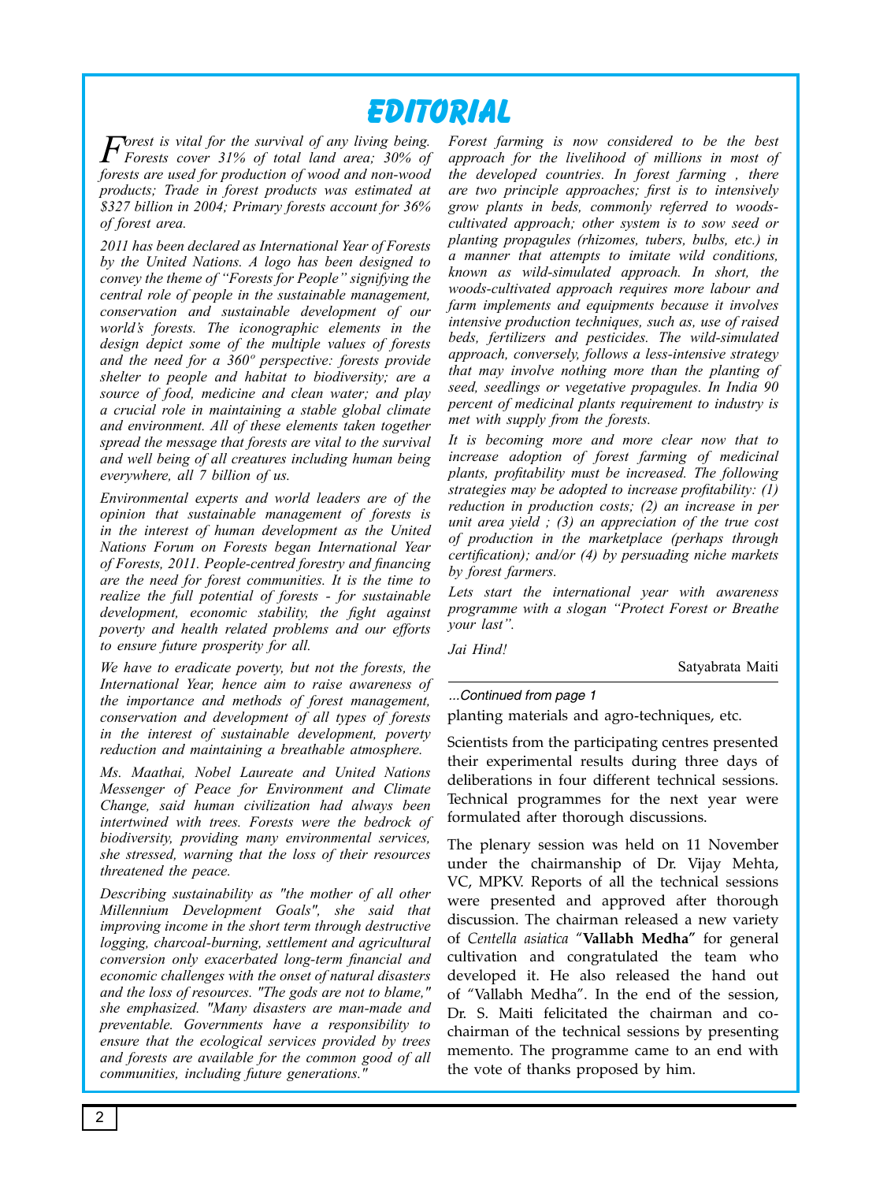# EDITORIAL

*Forest is vital for the survival of any living being. Forests cover 31% of total land area; 30% of forests are used for production of wood and non-wood products; Trade in forest products was estimated at $327 billion in 2004; Primary forests account for 36% of forest area.*

*2011 has been declared as International Year of Forests by the United Nations. A logo has been designed to convey the theme of "Forests for People" signifying the central role of people in the sustainable management, conservation and sustainable development of our world's forests. The iconographic elements in the design depict some of the multiple values of forests and the need for a 360º perspective: forests provide shelter to people and habitat to biodiversity; are a source of food, medicine and clean water; and play a crucial role in maintaining a stable global climate and environment. All of these elements taken together spread the message that forests are vital to the survival and well being of all creatures including human being everywhere, all 7 billion of us.*

*Environmental experts and world leaders are of the opinion that sustainable management of forests is in the interest of human development as the United Nations Forum on Forests began International Year of Forests, 2011. People-centred forestry and financing are the need for forest communities. It is the time to realize the full potential of forests - for sustainable development, economic stability, the fight against poverty and health related problems and our efforts to ensure future prosperity for all.*

*We have to eradicate poverty, but not the forests, the International Year, hence aim to raise awareness of the importance and methods of forest management, conservation and development of all types of forests in the interest of sustainable development, poverty reduction and maintaining a breathable atmosphere.*

*Ms. Maathai, Nobel Laureate and United Nations Messenger of Peace for Environment and Climate Change, said human civilization had always been intertwined with trees. Forests were the bedrock of biodiversity, providing many environmental services, she stressed, warning that the loss of their resources threatened the peace.*

*Describing sustainability as "the mother of all other Millennium Development Goals", she said that improving income in the short term through destructive logging, charcoal-burning, settlement and agricultural conversion only exacerbated long-term financial and economic challenges with the onset of natural disasters and the loss of resources. "The gods are not to blame," she emphasized. "Many disasters are man-made and preventable. Governments have a responsibility to ensure that the ecological services provided by trees and forests are available for the common good of all communities, including future generations."*

*Forest farming is now considered to be the best approach for the livelihood of millions in most of the developed countries. In forest farming , there are two principle approaches; first is to intensively grow plants in beds, commonly referred to woods-cultivated approach; other system is to sow seed or planting propagules (rhizomes, tubers, bulbs, etc.) in a manner that attempts to imitate wild conditions, known as wild-simulated approach. In short, the woods-cultivated approach requires more labour and farm implements and equipments because it involves intensive production techniques, such as, use of raised beds, fertilizers and pesticides. The wild-simulated approach, conversely, follows a less-intensive strategy that may involve nothing more than the planting of seed, seedlings or vegetative propagules. In India 90 percent of medicinal plants requirement to industry is met with supply from the forests.*

*It is becoming more and more clear now that to increase adoption of forest farming of medicinal plants, profitability must be increased. The following strategies may be adopted to increase profitability: (1) reduction in production costs; (2) an increase in per unit area yield ; (3) an appreciation of the true cost of production in the marketplace (perhaps through certification); and/or (4) by persuading niche markets by forest farmers.*

*Lets start the international year with awareness programme with a slogan "Protect Forest or Breathe your last".*

*Jai Hind!*

Satyabrata Maiti

---

*...Continued from page 1*

planting materials and agro-techniques, etc.

Scientists from the participating centres presented their experimental results during three days of deliberations in four different technical sessions. Technical programmes for the next year were formulated after thorough discussions.

The plenary session was held on 11 November under the chairmanship of Dr. Vijay Mehta, VC, MPKV. Reports of all the technical sessions were presented and approved after thorough discussion. The chairman released a new variety of *Centella asiatica* "**Vallabh Medha**" for general cultivation and congratulated the team who developed it. He also released the hand out of "Vallabh Medha". In the end of the session, Dr. S. Maiti felicitated the chairman and co-chairman of the technical sessions by presenting memento. The programme came to an end with the vote of thanks proposed by him.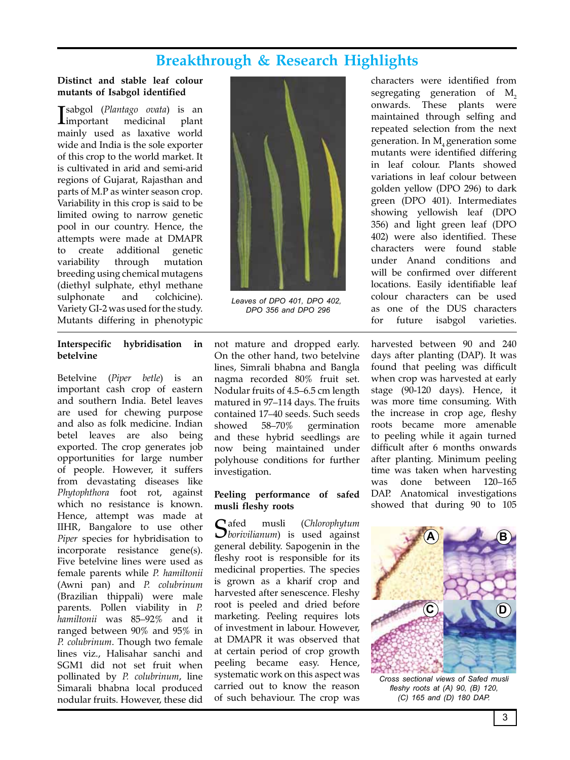## Breakthrough & Research Highlights

### Distinct and stable leaf colour mutants of Isabgol identified

Isabgol (*Plantago ovata*) is an important medicinal plant mainly used as laxative world wide and India is the sole exporter of this crop to the world market. It is cultivated in arid and semi-arid regions of Gujarat, Rajasthan and parts of M.P as winter season crop. Variability in this crop is said to be limited owing to narrow genetic pool in our country. Hence, the attempts were made at DMAPR to create additional genetic variability through mutation breeding using chemical mutagens (diethyl sulphate, ethyl methane sulphonate and colchicine). Variety GI-2 was used for the study. Mutants differing in phenotypic characters were identified from segregating generation of $M_2$ onwards. These plants were maintained through selfing and repeated selection from the next generation. In $M_4$ generation some mutants were identified differing in leaf colour. Plants showed variations in leaf colour between golden yellow (DPO 296) to dark green (DPO 401). Intermediates showing yellowish leaf (DPO 356) and light green leaf (DPO 402) were also identified. These characters were found stable under Anand conditions and will be confirmed over different locations. Easily identifiable leaf colour characters can be used as one of the DUS characters for future isabgol varieties.

*Leaves of DPO 401, DPO 402, DPO 356 and DPO 296*

### Interspecific hybridisation in betelvine

Betelvine (*Piper betle*) is an important cash crop of eastern and southern India. Betel leaves are used for chewing purpose and also as folk medicine. Indian betel leaves are also being exported. The crop generates job opportunities for large number of people. However, it suffers from devastating diseases like *Phytophthora* foot rot, against which no resistance is known. Hence, attempt was made at IIHR, Bangalore to use other *Piper* species for hybridisation to incorporate resistance gene(s). Five betelvine lines were used as female parents while *P. hamiltonii* (Awni pan) and *P. colubrinum* (Brazilian thippali) were male parents. Pollen viability in *P. hamiltonii* was 85–92% and it ranged between 90% and 95% in *P. colubrinum*. Though two female lines viz., Halisahar sanchi and SGM1 did not set fruit when pollinated by *P. colubrinum*, line Simarali bhabna local produced nodular fruits. However, these did not mature and dropped early. On the other hand, two betelvine lines, Simrali bhabna and Bangla nagma recorded 80% fruit set. Nodular fruits of 4.5–6.5 cm length matured in 97–114 days. The fruits contained 17–40 seeds. Such seeds showed 58–70% germination and these hybrid seedlings are now being maintained under polyhouse conditions for further investigation.

### Peeling performance of safed musli fleshy roots

Safed musli (*Chlorophytum borivilianum*) is used against general debility. Sapogenin in the fleshy root is responsible for its medicinal properties. The species is grown as a kharif crop and harvested after senescence. Fleshy root is peeled and dried before marketing. Peeling requires lots of investment in labour. However, at DMAPR it was observed that at certain period of crop growth peeling became easy. Hence, systematic work on this aspect was carried out to know the reason of such behaviour. The crop was harvested between 90 and 240 days after planting (DAP). It was found that peeling was difficult when crop was harvested at early stage (90-120 days). Hence, it was more time consuming. With the increase in crop age, fleshy roots became more amenable to peeling while it again turned difficult after 6 months onwards after planting. Minimum peeling time was taken when harvesting was done between 120–165 DAP. Anatomical investigations showed that during 90 to 105

*Cross sectional views of Safed musli fleshy roots at (A) 90, (B) 120, (C) 165 and (D) 180 DAP.*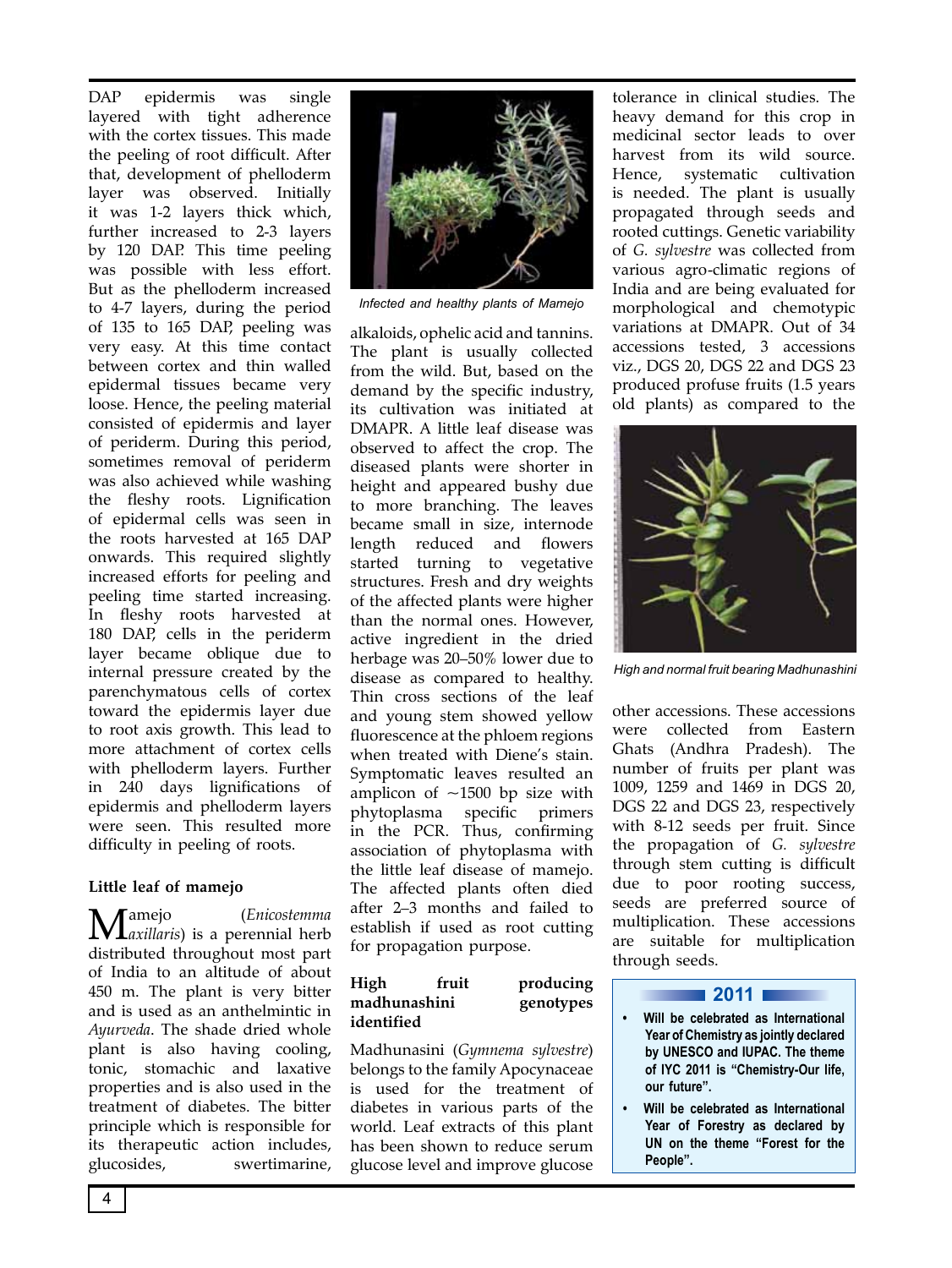DAP epidermis was single layered with tight adherence with the cortex tissues. This made the peeling of root difficult. After that, development of phelloderm layer was observed. Initially it was 1-2 layers thick which, further increased to 2-3 layers by 120 DAP. This time peeling was possible with less effort. But as the phelloderm increased to 4-7 layers, during the period of 135 to 165 DAP, peeling was very easy. At this time contact between cortex and thin walled epidermal tissues became very loose. Hence, the peeling material consisted of epidermis and layer of periderm. During this period, sometimes removal of periderm was also achieved while washing the fleshy roots. Lignification of epidermal cells was seen in the roots harvested at 165 DAP onwards. This required slightly increased efforts for peeling and peeling time started increasing. In fleshy roots harvested at 180 DAP, cells in the periderm layer became oblique due to internal pressure created by the parenchymatous cells of cortex toward the epidermis layer due to root axis growth. This lead to more attachment of cortex cells with phelloderm layers. Further in 240 days lignifications of epidermis and phelloderm layers were seen. This resulted more difficulty in peeling of roots.

### Little leaf of mamejo

Mamejo (*Enicostemma axillaris*) is a perennial herb distributed throughout most part of India to an altitude of about 450 m. The plant is very bitter and is used as an anthelmintic in *Ayurveda*. The shade dried whole plant is also having cooling, tonic, stomachic and laxative properties and is also used in the treatment of diabetes. The bitter principle which is responsible for its therapeutic action includes, glucosides, swertimarine, alkaloids, ophelic acid and tannins. The plant is usually collected from the wild. But, based on the demand by the specific industry, its cultivation was initiated at DMAPR. A little leaf disease was observed to affect the crop. The diseased plants were shorter in height and appeared bushy due to more branching. The leaves became small in size, internode length reduced and flowers started turning to vegetative structures. Fresh and dry weights of the affected plants were higher than the normal ones. However, active ingredient in the dried herbage was 20–50% lower due to disease as compared to healthy. Thin cross sections of the leaf and young stem showed yellow fluorescence at the phloem regions when treated with Diene's stain. Symptomatic leaves resulted an amplicon of ~1500 bp size with phytoplasma specific primers in the PCR. Thus, confirming association of phytoplasma with the little leaf disease of mamejo. The affected plants often died after 2–3 months and failed to establish if used as root cutting for propagation purpose.

*Infected and healthy plants of Mamejo*

### High fruit producing madhunashini genotypes identified

Madhunasini (*Gymnema sylvestre*) belongs to the family Apocynaceae is used for the treatment of diabetes in various parts of the world. Leaf extracts of this plant has been shown to reduce serum glucose level and improve glucose tolerance in clinical studies. The heavy demand for this crop in medicinal sector leads to over harvest from its wild source. Hence, systematic cultivation is needed. The plant is usually propagated through seeds and rooted cuttings. Genetic variability of *G. sylvestre* was collected from various agro-climatic regions of India and are being evaluated for morphological and chemotypic variations at DMAPR. Out of 34 accessions tested, 3 accessions viz., DGS 20, DGS 22 and DGS 23 produced profuse fruits (1.5 years old plants) as compared to the other accessions. These accessions were collected from Eastern Ghats (Andhra Pradesh). The number of fruits per plant was 1009, 1259 and 1469 in DGS 20, DGS 22 and DGS 23, respectively with 8-12 seeds per fruit. Since the propagation of *G. sylvestre* through stem cutting is difficult due to poor rooting success, seeds are preferred source of multiplication. These accessions are suitable for multiplication through seeds.

*High and normal fruit bearing Madhunashini*

**2011**

- **Will be celebrated as International Year of Chemistry as jointly declared by UNESCO and IUPAC. The theme of IYC 2011 is "Chemistry-Our life, our future".**
- **Will be celebrated as International Year of Forestry as declared by UN on the theme "Forest for the People".**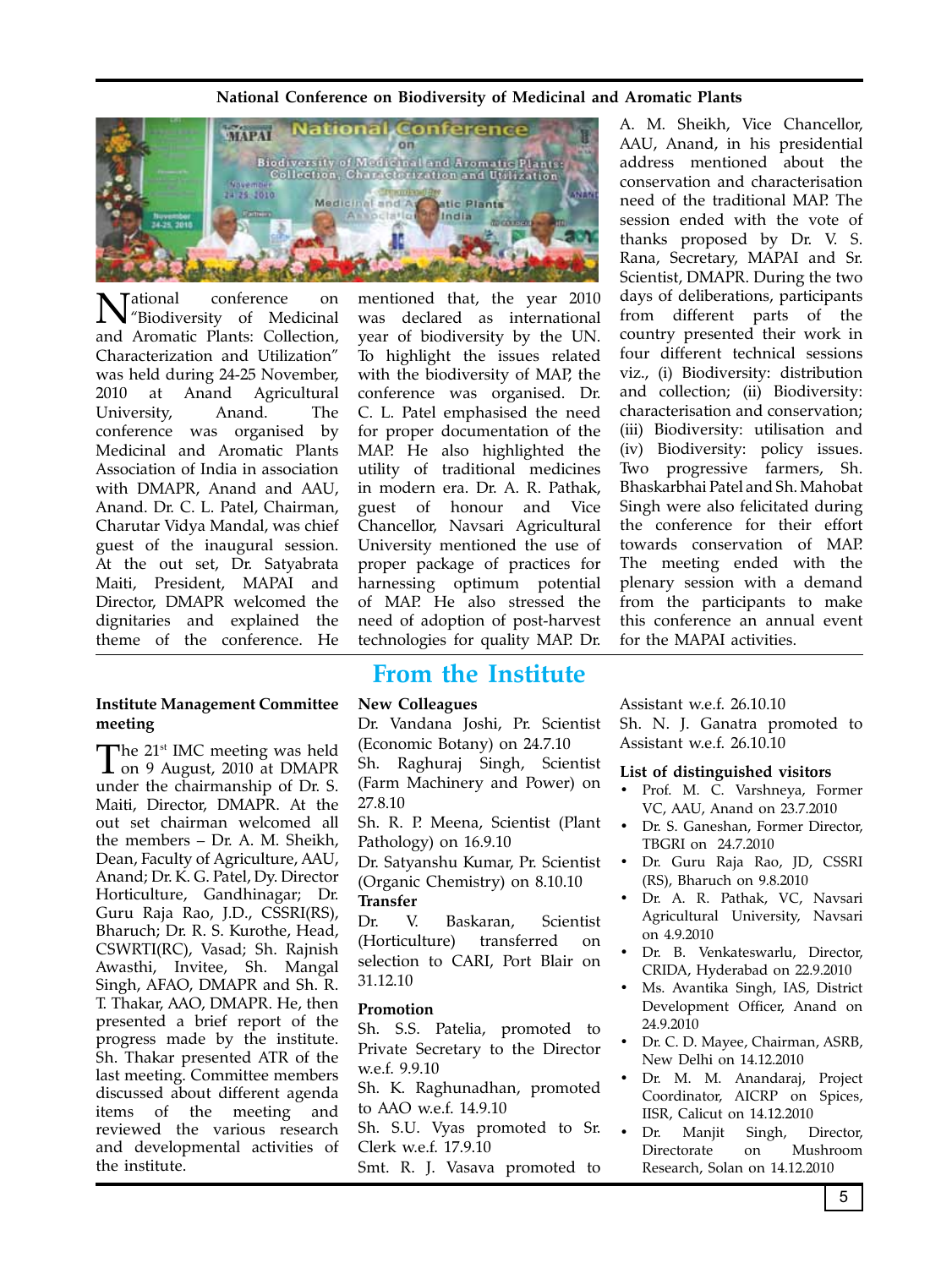## National Conference on Biodiversity of Medicinal and Aromatic Plants

National conference on "Biodiversity of Medicinal and Aromatic Plants: Collection, Characterization and Utilization" was held during 24-25 November, 2010 at Anand Agricultural University, Anand. The conference was organised by Medicinal and Aromatic Plants Association of India in association with DMAPR, Anand and AAU, Anand. Dr. C. L. Patel, Chairman, Charutar Vidya Mandal, was chief guest of the inaugural session. At the out set, Dr. Satyabrata Maiti, President, MAPAI and Director, DMAPR welcomed the dignitaries and explained the theme of the conference. He mentioned that, the year 2010 was declared as international year of biodiversity by the UN. To highlight the issues related with the biodiversity of MAP, the conference was organised. Dr. C. L. Patel emphasised the need for proper documentation of the MAP. He also highlighted the utility of traditional medicines in modern era. Dr. A. R. Pathak, guest of honour and Vice Chancellor, Navsari Agricultural University mentioned the use of proper package of practices for harnessing optimum potential of MAP. He also stressed the need of adoption of post-harvest technologies for quality MAP. Dr. A. M. Sheikh, Vice Chancellor, AAU, Anand, in his presidential address mentioned about the conservation and characterisation need of the traditional MAP. The session ended with the vote of thanks proposed by Dr. V. S. Rana, Secretary, MAPAI and Sr. Scientist, DMAPR. During the two days of deliberations, participants from different parts of the country presented their work in four different technical sessions viz., (i) Biodiversity: distribution and collection; (ii) Biodiversity: characterisation and conservation; (iii) Biodiversity: utilisation and (iv) Biodiversity: policy issues. Two progressive farmers, Sh. Bhaskarbhai Patel and Sh. Mahobat Singh were also felicitated during the conference for their effort towards conservation of MAP. The meeting ended with the plenary session with a demand from the participants to make this conference an annual event for the MAPAI activities.

# From the Institute

### Institute Management Committee meeting

The 21st IMC meeting was held on 9 August, 2010 at DMAPR under the chairmanship of Dr. S. Maiti, Director, DMAPR. At the out set chairman welcomed all the members – Dr. A. M. Sheikh, Dean, Faculty of Agriculture, AAU, Anand; Dr. K. G. Patel, Dy. Director Horticulture, Gandhinagar; Dr. Guru Raja Rao, J.D., CSSRI(RS), Bharuch; Dr. R. S. Kurothe, Head, CSWRTI(RC), Vasad; Sh. Rajnish Awasthi, Invitee, Sh. Mangal Singh, AFAO, DMAPR and Sh. R. T. Thakar, AAO, DMAPR. He, then presented a brief report of the progress made by the institute. Sh. Thakar presented ATR of the last meeting. Committee members discussed about different agenda items of the meeting and reviewed the various research and developmental activities of the institute.

### New Colleagues

Dr. Vandana Joshi, Pr. Scientist (Economic Botany) on 24.7.10

Sh. Raghuraj Singh, Scientist (Farm Machinery and Power) on 27.8.10

Sh. R. P. Meena, Scientist (Plant Pathology) on 16.9.10

Dr. Satyanshu Kumar, Pr. Scientist (Organic Chemistry) on 8.10.10

### Transfer

Dr. V. Baskaran, Scientist (Horticulture) transferred on selection to CARI, Port Blair on 31.12.10

### Promotion

Sh. S.S. Patelia, promoted to Private Secretary to the Director w.e.f. 9.9.10

Sh. K. Raghunadhan, promoted to AAO w.e.f. 14.9.10

Sh. S.U. Vyas promoted to Sr. Clerk w.e.f. 17.9.10

Smt. R. J. Vasava promoted to Assistant w.e.f. 26.10.10

Sh. N. J. Ganatra promoted to Assistant w.e.f. 26.10.10

### List of distinguished visitors

- Prof. M. C. Varshneya, Former VC, AAU, Anand on 23.7.2010
- Dr. S. Ganeshan, Former Director, TBGRI on 24.7.2010
- Dr. Guru Raja Rao, JD, CSSRI (RS), Bharuch on 9.8.2010
- Dr. A. R. Pathak, VC, Navsari Agricultural University, Navsari on 4.9.2010
- Dr. B. Venkateswarlu, Director, CRIDA, Hyderabad on 22.9.2010
- Ms. Avantika Singh, IAS, District Development Officer, Anand on 24.9.2010
- Dr. C. D. Mayee, Chairman, ASRB, New Delhi on 14.12.2010
- Dr. M. M. Anandaraj, Project Coordinator, AICRP on Spices, IISR, Calicut on 14.12.2010
- Dr. Manjit Singh, Director, Directorate on Mushroom Research, Solan on 14.12.2010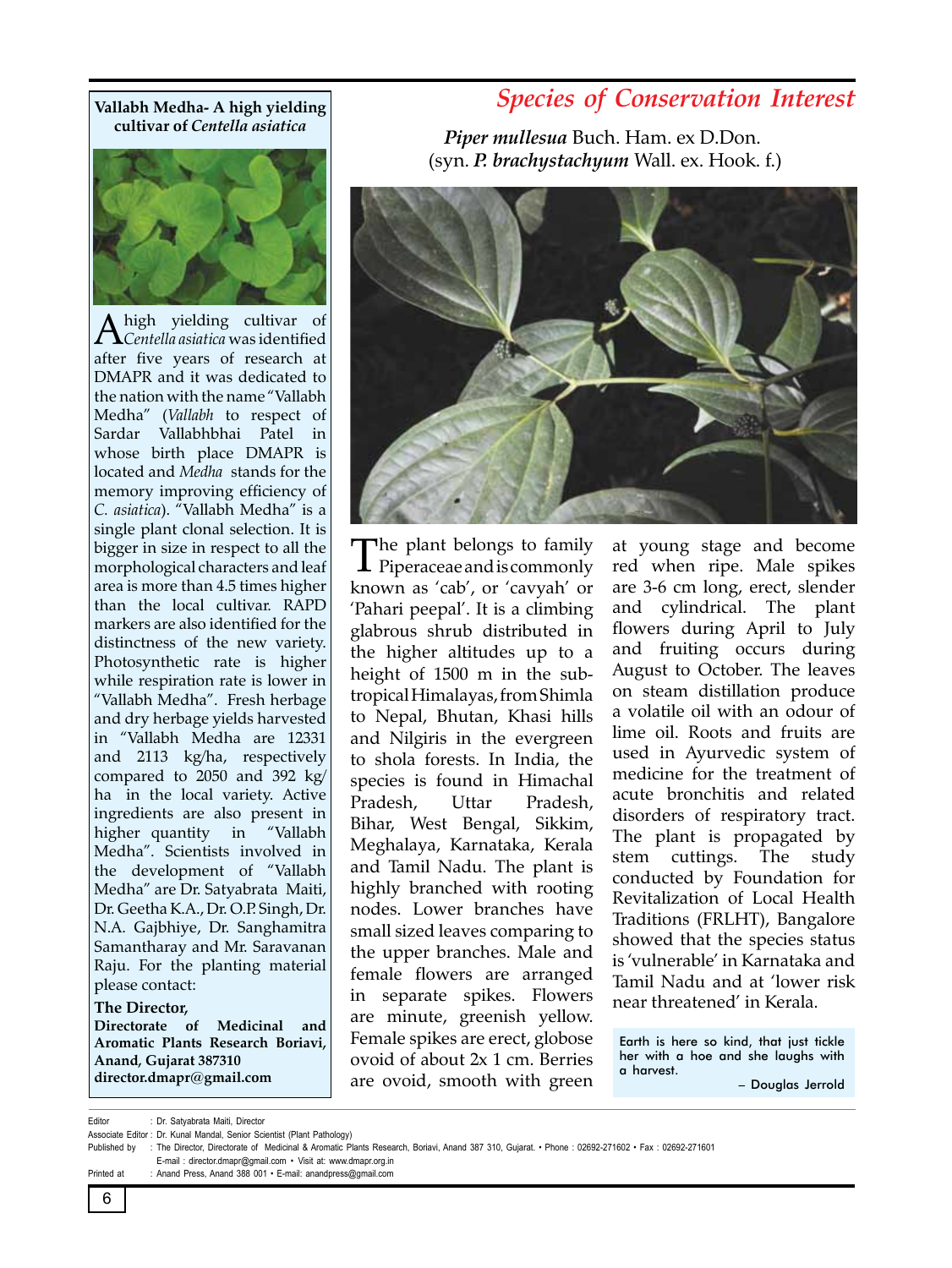## Vallabh Medha- A high yielding cultivar of *Centella asiatica*

A high yielding cultivar of *Centella asiatica* was identified after five years of research at DMAPR and it was dedicated to the nation with the name "Vallabh Medha" (*Vallabh* to respect of Sardar Vallabhbhai Patel in whose birth place DMAPR is located and *Medha* stands for the memory improving efficiency of *C. asiatica*). "Vallabh Medha" is a single plant clonal selection. It is bigger in size in respect to all the morphological characters and leaf area is more than 4.5 times higher than the local cultivar. RAPD markers are also identified for the distinctness of the new variety. Photosynthetic rate is higher while respiration rate is lower in "Vallabh Medha". Fresh herbage and dry herbage yields harvested in "Vallabh Medha are 12331 and 2113 kg/ha, respectively compared to 2050 and 392 kg/ha in the local variety. Active ingredients are also present in higher quantity in "Vallabh Medha". Scientists involved in the development of "Vallabh Medha" are Dr. Satyabrata Maiti, Dr. Geetha K.A., Dr. O.P. Singh, Dr. N.A. Gajbhiye, Dr. Sanghamitra Samantharay and Mr. Saravanan Raju. For the planting material please contact:

**The Director,**
**Directorate of Medicinal and Aromatic Plants Research Boriavi, Anand, Gujarat 387310**
**director.dmapr@gmail.com**

## *Species of Conservation Interest*

***Piper mullesua*** **Buch. Ham. ex D.Don.**
**(syn. *P. brachystachyum* Wall. ex. Hook. f.)**

The plant belongs to family Piperaceae and is commonly known as 'cab', or 'cavyah' or 'Pahari peepal'. It is a climbing glabrous shrub distributed in the higher altitudes up to a height of 1500 m in the sub-tropical Himalayas, from Shimla to Nepal, Bhutan, Khasi hills and Nilgiris in the evergreen to shola forests. In India, the species is found in Himachal Pradesh, Uttar Pradesh, Bihar, West Bengal, Sikkim, Meghalaya, Karnataka, Kerala and Tamil Nadu. The plant is highly branched with rooting nodes. Lower branches have small sized leaves comparing to the upper branches. Male and female flowers are arranged in separate spikes. Flowers are minute, greenish yellow. Female spikes are erect, globose ovoid of about 2x 1 cm. Berries are ovoid, smooth with green at young stage and become red when ripe. Male spikes are 3-6 cm long, erect, slender and cylindrical. The plant flowers during April to July and fruiting occurs during August to October. The leaves on steam distillation produce a volatile oil with an odour of lime oil. Roots and fruits are used in Ayurvedic system of medicine for the treatment of acute bronchitis and related disorders of respiratory tract. The plant is propagated by stem cuttings. The study conducted by Foundation for Revitalization of Local Health Traditions (FRLHT), Bangalore showed that the species status is 'vulnerable' in Karnataka and Tamil Nadu and at 'lower risk near threatened' in Kerala.

Earth is here so kind, that just tickle her with a hoe and she laughs with a harvest.
– Douglas Jerrold

Editor : Dr. Satyabrata Maiti, Director
Associate Editor : Dr. Kunal Mandal, Senior Scientist (Plant Pathology)
Published by : The Director, Directorate of Medicinal & Aromatic Plants Research, Boriavi, Anand 387 310, Gujarat. • Phone : 02692-271602 • Fax : 02692-271601
E-mail : director.dmapr@gmail.com • Visit at: www.dmapr.org.in
Printed at : Anand Press, Anand 388 001 • E-mail: anandpress@gmail.com